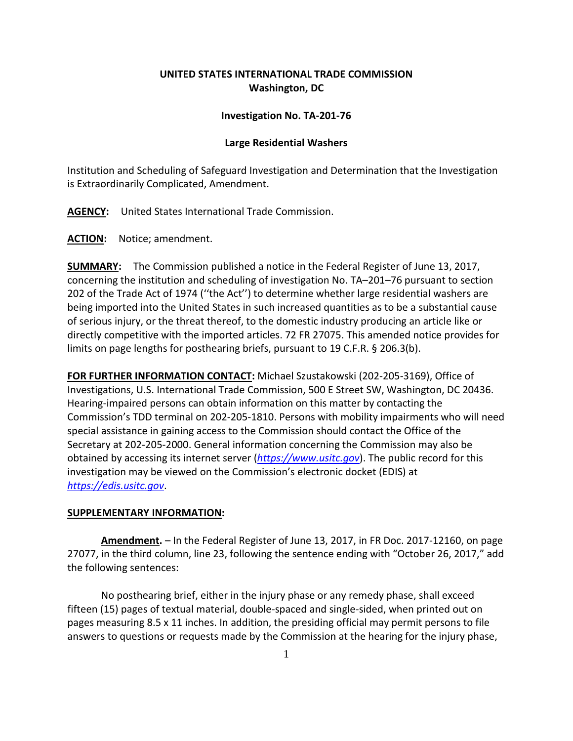**UNITED STATES INTERNATIONAL TRADE COMMISSION**
**Washington, DC**

**Investigation No. TA-201-76**

**Large Residential Washers**

Institution and Scheduling of Safeguard Investigation and Determination that the Investigation is Extraordinarily Complicated, Amendment.

**AGENCY:** United States International Trade Commission.

**ACTION:** Notice; amendment.

**SUMMARY:** The Commission published a notice in the Federal Register of June 13, 2017, concerning the institution and scheduling of investigation No. TA–201–76 pursuant to section 202 of the Trade Act of 1974 (''the Act'') to determine whether large residential washers are being imported into the United States in such increased quantities as to be a substantial cause of serious injury, or the threat thereof, to the domestic industry producing an article like or directly competitive with the imported articles. 72 FR 27075. This amended notice provides for limits on page lengths for posthearing briefs, pursuant to 19 C.F.R. § 206.3(b).

**FOR FURTHER INFORMATION CONTACT:** Michael Szustakowski (202-205-3169), Office of Investigations, U.S. International Trade Commission, 500 E Street SW, Washington, DC 20436. Hearing-impaired persons can obtain information on this matter by contacting the Commission's TDD terminal on 202-205-1810. Persons with mobility impairments who will need special assistance in gaining access to the Commission should contact the Office of the Secretary at 202-205-2000. General information concerning the Commission may also be obtained by accessing its internet server (*https://www.usitc.gov*). The public record for this investigation may be viewed on the Commission's electronic docket (EDIS) at *https://edis.usitc.gov*.

**SUPPLEMENTARY INFORMATION:**

**Amendment.** – In the Federal Register of June 13, 2017, in FR Doc. 2017-12160, on page 27077, in the third column, line 23, following the sentence ending with "October 26, 2017," add the following sentences:

No posthearing brief, either in the injury phase or any remedy phase, shall exceed fifteen (15) pages of textual material, double-spaced and single-sided, when printed out on pages measuring 8.5 x 11 inches. In addition, the presiding official may permit persons to file answers to questions or requests made by the Commission at the hearing for the injury phase,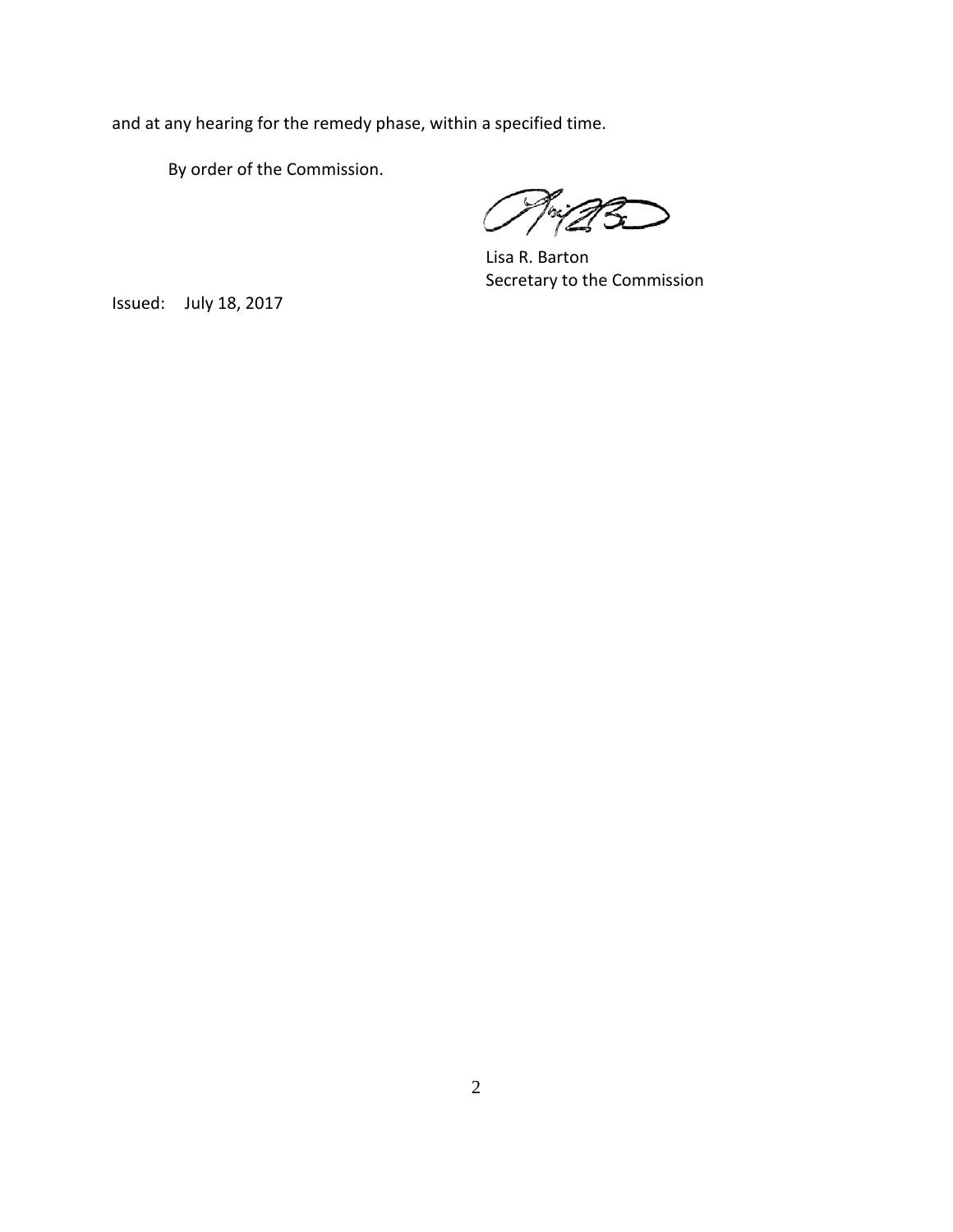and at any hearing for the remedy phase, within a specified time.

By order of the Commission.

Lisa R. Barton
Secretary to the Commission

Issued: July 18, 2017